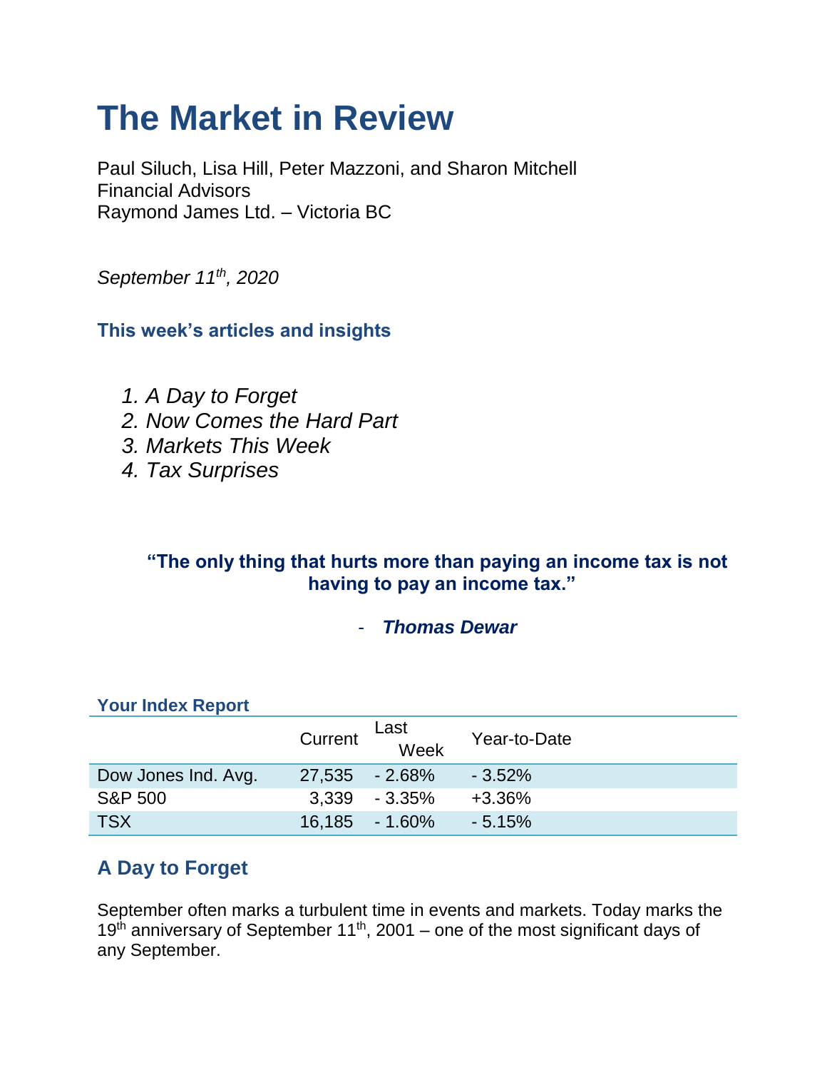# The Market in Review

Paul Siluch, Lisa Hill, Peter Mazzoni, and Sharon Mitchell
Financial Advisors
Raymond James Ltd. – Victoria BC

*September 11th, 2020*

### This week's articles and insights

1. *A Day to Forget*
2. *Now Comes the Hard Part*
3. *Markets This Week*
4. *Tax Surprises*

> **"The only thing that hurts more than paying an income tax is not having to pay an income tax."**
>
> - ***Thomas Dewar***

### Your Index Report

| | Current | Last Week | Year-to-Date |
|---|---|---|---|
| Dow Jones Ind. Avg. | 27,535 | - 2.68% | - 3.52% |
| S&P 500 | 3,339 | - 3.35% | +3.36% |
| TSX | 16,185 | - 1.60% | - 5.15% |

## A Day to Forget

September often marks a turbulent time in events and markets. Today marks the 19th anniversary of September 11th, 2001 – one of the most significant days of any September.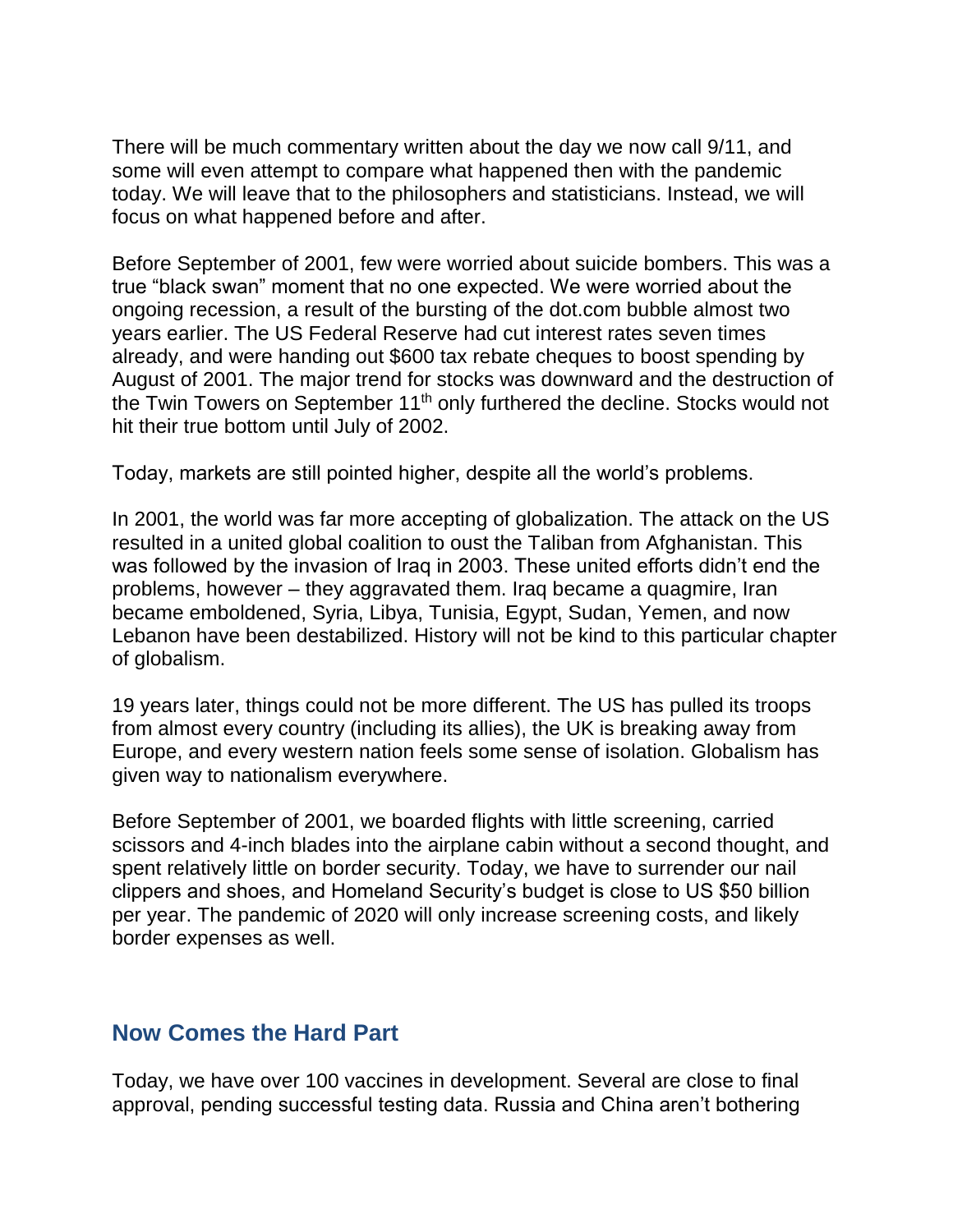There will be much commentary written about the day we now call 9/11, and some will even attempt to compare what happened then with the pandemic today. We will leave that to the philosophers and statisticians. Instead, we will focus on what happened before and after.

Before September of 2001, few were worried about suicide bombers. This was a true "black swan" moment that no one expected. We were worried about the ongoing recession, a result of the bursting of the dot.com bubble almost two years earlier. The US Federal Reserve had cut interest rates seven times already, and were handing out $600 tax rebate cheques to boost spending by August of 2001. The major trend for stocks was downward and the destruction of the Twin Towers on September 11th only furthered the decline. Stocks would not hit their true bottom until July of 2002.

Today, markets are still pointed higher, despite all the world's problems.

In 2001, the world was far more accepting of globalization. The attack on the US resulted in a united global coalition to oust the Taliban from Afghanistan. This was followed by the invasion of Iraq in 2003. These united efforts didn't end the problems, however – they aggravated them. Iraq became a quagmire, Iran became emboldened, Syria, Libya, Tunisia, Egypt, Sudan, Yemen, and now Lebanon have been destabilized. History will not be kind to this particular chapter of globalism.

19 years later, things could not be more different. The US has pulled its troops from almost every country (including its allies), the UK is breaking away from Europe, and every western nation feels some sense of isolation. Globalism has given way to nationalism everywhere.

Before September of 2001, we boarded flights with little screening, carried scissors and 4-inch blades into the airplane cabin without a second thought, and spent relatively little on border security. Today, we have to surrender our nail clippers and shoes, and Homeland Security's budget is close to US $50 billion per year. The pandemic of 2020 will only increase screening costs, and likely border expenses as well.

## Now Comes the Hard Part

Today, we have over 100 vaccines in development. Several are close to final approval, pending successful testing data. Russia and China aren't bothering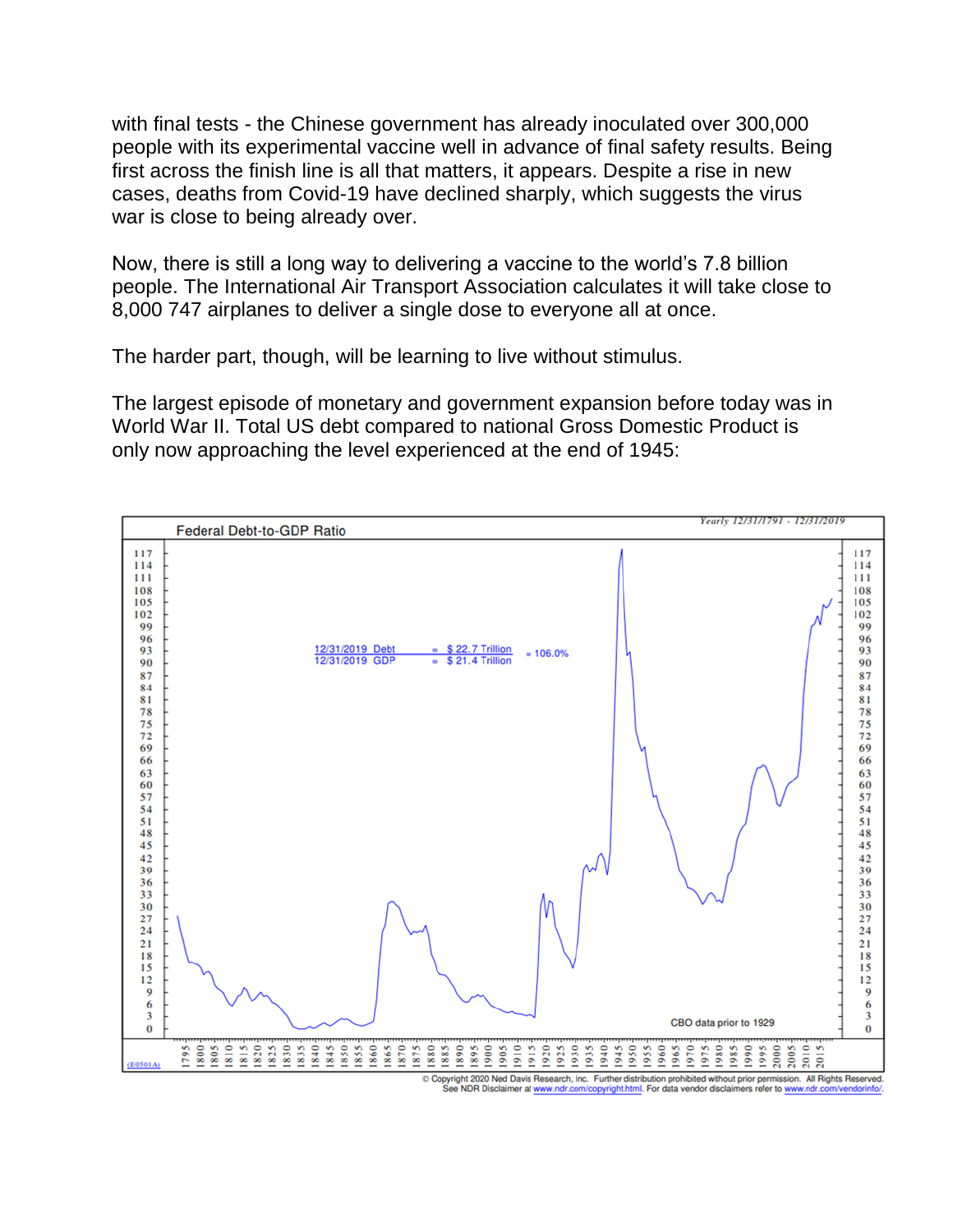with final tests - the Chinese government has already inoculated over 300,000 people with its experimental vaccine well in advance of final safety results. Being first across the finish line is all that matters, it appears. Despite a rise in new cases, deaths from Covid-19 have declined sharply, which suggests the virus war is close to being already over.

Now, there is still a long way to delivering a vaccine to the world's 7.8 billion people. The International Air Transport Association calculates it will take close to 8,000 747 airplanes to deliver a single dose to everyone all at once.

The harder part, though, will be learning to live without stimulus.

The largest episode of monetary and government expansion before today was in World War II. Total US debt compared to national Gross Domestic Product is only now approaching the level experienced at the end of 1945:

**Federal Debt-to-GDP Ratio**

Yearly 12/31/1791 - 12/31/2019

12/31/2019 Debt = $ 22.7 Trillion
12/31/2019 GDP = $ 21.4 Trillion
= 106.0%

CBO data prior to 1929

© Copyright 2020 Ned Davis Research, Inc. Further distribution prohibited without prior permission. All Rights Reserved. See NDR Disclaimer at www.ndr.com/copyright.html. For data vendor disclaimers refer to www.ndr.com/vendorinfo/.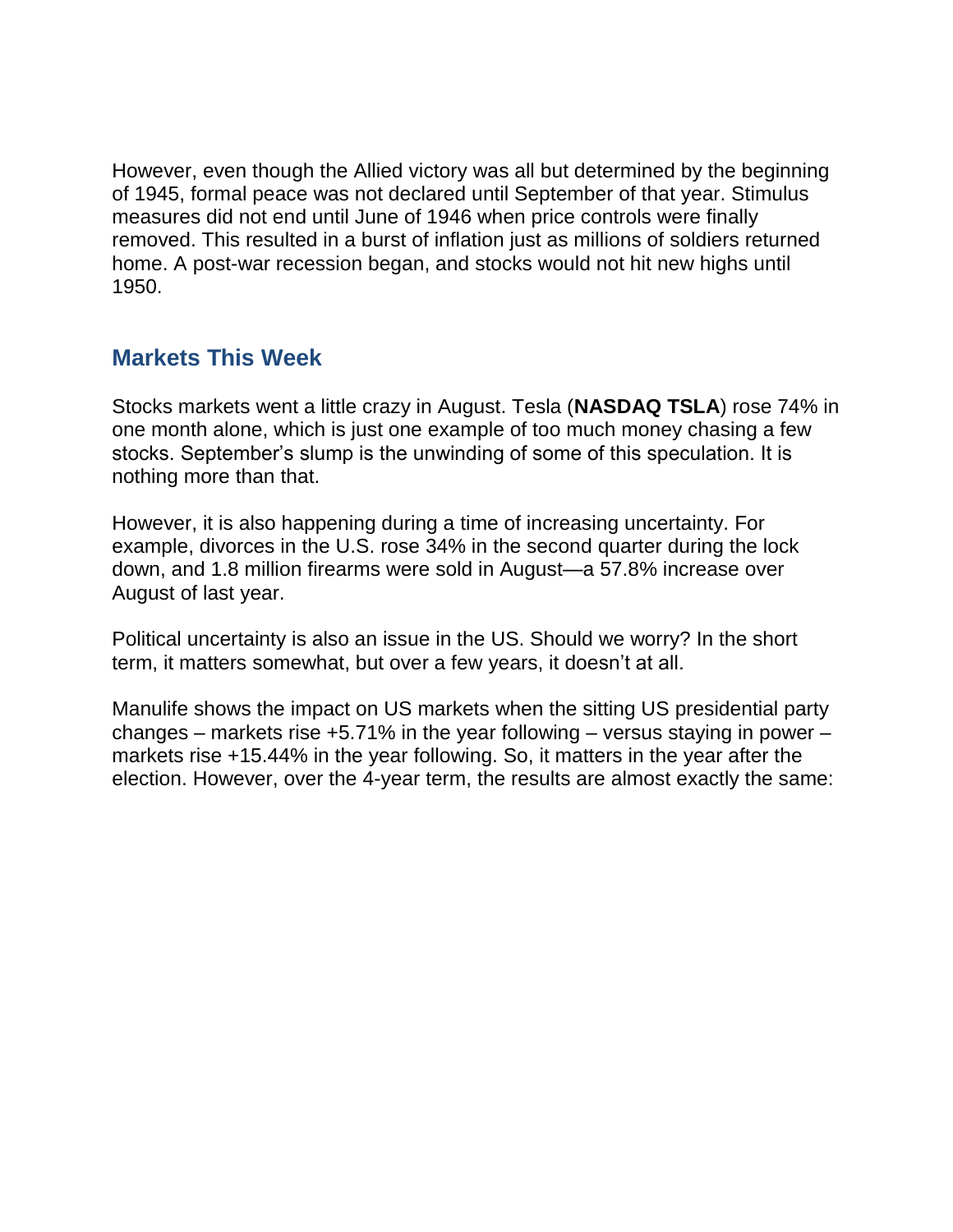However, even though the Allied victory was all but determined by the beginning of 1945, formal peace was not declared until September of that year. Stimulus measures did not end until June of 1946 when price controls were finally removed. This resulted in a burst of inflation just as millions of soldiers returned home. A post-war recession began, and stocks would not hit new highs until 1950.

## Markets This Week

Stocks markets went a little crazy in August. Tesla (**NASDAQ TSLA**) rose 74% in one month alone, which is just one example of too much money chasing a few stocks. September's slump is the unwinding of some of this speculation. It is nothing more than that.

However, it is also happening during a time of increasing uncertainty. For example, divorces in the U.S. rose 34% in the second quarter during the lock down, and 1.8 million firearms were sold in August—a 57.8% increase over August of last year.

Political uncertainty is also an issue in the US. Should we worry? In the short term, it matters somewhat, but over a few years, it doesn't at all.

Manulife shows the impact on US markets when the sitting US presidential party changes – markets rise +5.71% in the year following – versus staying in power – markets rise +15.44% in the year following. So, it matters in the year after the election. However, over the 4-year term, the results are almost exactly the same: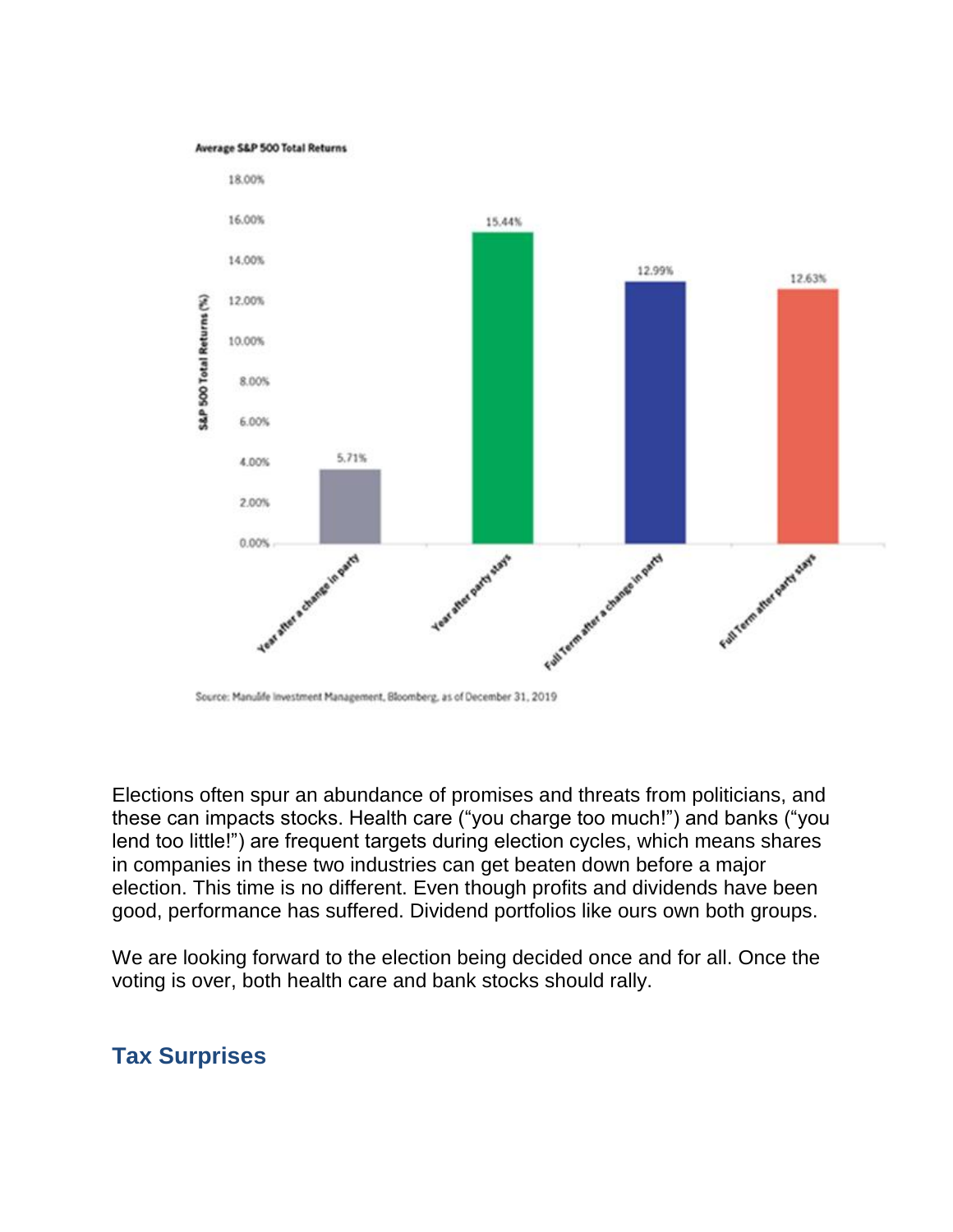**Average S&P 500 Total Returns**

| | S&P 500 Total Returns (%) |
|---|---|
| Year after a change in party | 5.71% |
| Year after party stays | 15.44% |
| Full Term after a change in party | 12.99% |
| Full Term after party stays | 12.63% |

Source: Manulife Investment Management, Bloomberg, as of December 31, 2019

Elections often spur an abundance of promises and threats from politicians, and these can impacts stocks. Health care ("you charge too much!") and banks ("you lend too little!") are frequent targets during election cycles, which means shares in companies in these two industries can get beaten down before a major election. This time is no different. Even though profits and dividends have been good, performance has suffered. Dividend portfolios like ours own both groups.

We are looking forward to the election being decided once and for all. Once the voting is over, both health care and bank stocks should rally.

## Tax Surprises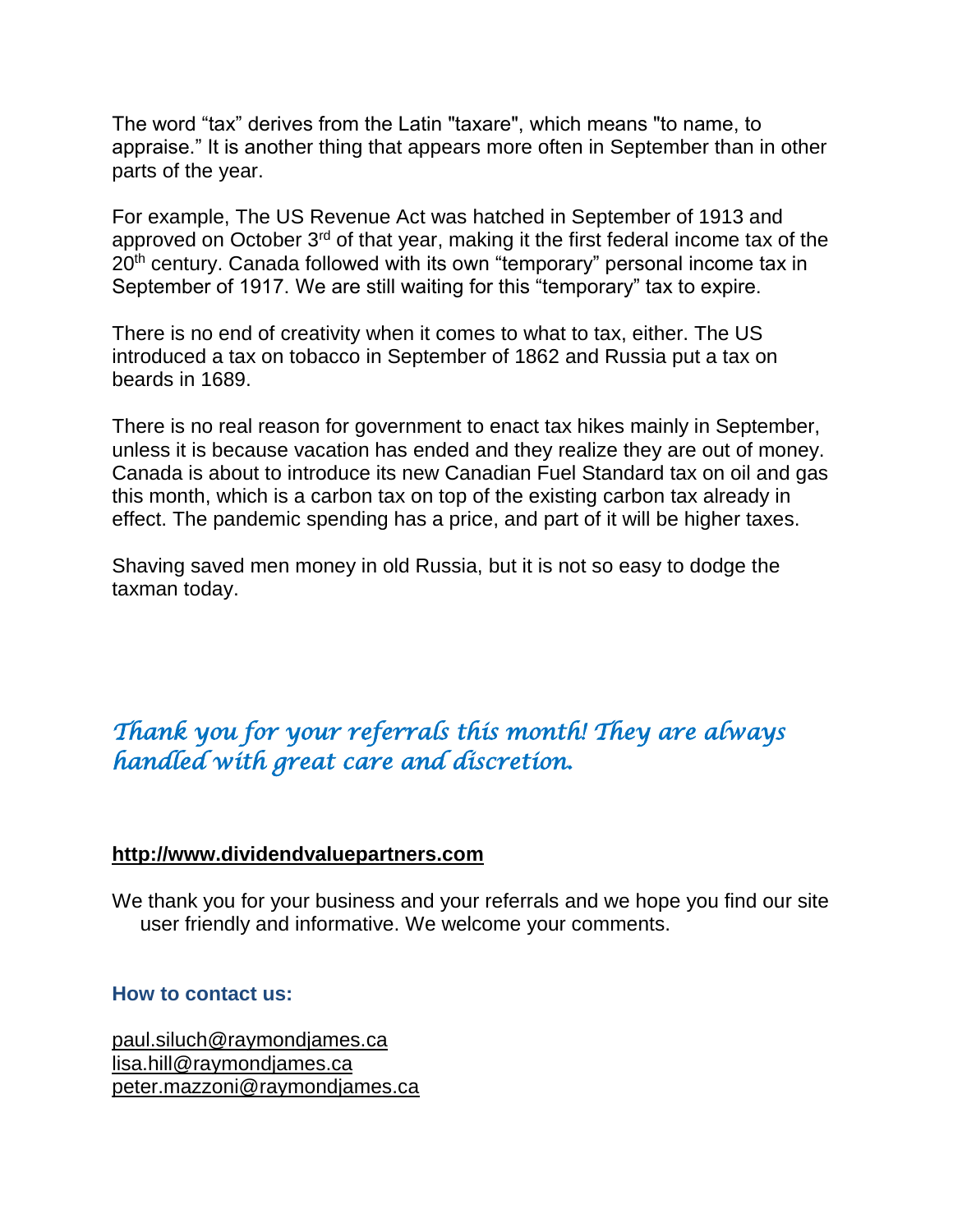The word “tax” derives from the Latin "taxare", which means "to name, to appraise.” It is another thing that appears more often in September than in other parts of the year.

For example, The US Revenue Act was hatched in September of 1913 and approved on October 3rd of that year, making it the first federal income tax of the 20th century. Canada followed with its own “temporary” personal income tax in September of 1917. We are still waiting for this “temporary” tax to expire.

There is no end of creativity when it comes to what to tax, either. The US introduced a tax on tobacco in September of 1862 and Russia put a tax on beards in 1689.

There is no real reason for government to enact tax hikes mainly in September, unless it is because vacation has ended and they realize they are out of money. Canada is about to introduce its new Canadian Fuel Standard tax on oil and gas this month, which is a carbon tax on top of the existing carbon tax already in effect. The pandemic spending has a price, and part of it will be higher taxes.

Shaving saved men money in old Russia, but it is not so easy to dodge the taxman today.

*Thank you for your referrals this month! They are always handled with great care and discretion.*

**http://www.dividendvaluepartners.com**

We thank you for your business and your referrals and we hope you find our site user friendly and informative. We welcome your comments.

**How to contact us:**

paul.siluch@raymondjames.ca
lisa.hill@raymondjames.ca
peter.mazzoni@raymondjames.ca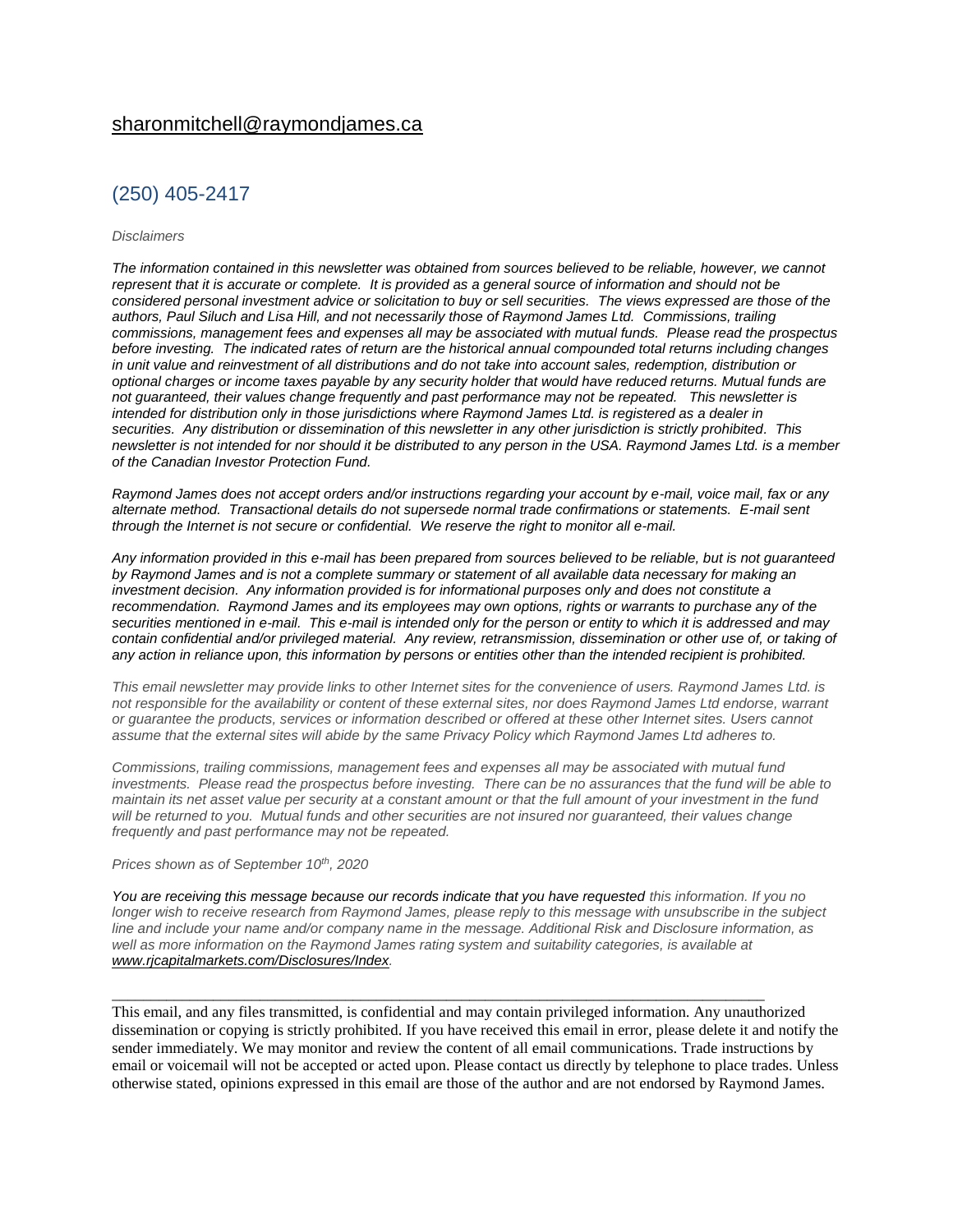[sharonmitchell@raymondjames.ca](mailto:sharonmitchell@raymondjames.ca)

(250) 405-2417

*Disclaimers*

*The information contained in this newsletter was obtained from sources believed to be reliable, however, we cannot represent that it is accurate or complete. It is provided as a general source of information and should not be considered personal investment advice or solicitation to buy or sell securities. The views expressed are those of the authors, Paul Siluch and Lisa Hill, and not necessarily those of Raymond James Ltd. Commissions, trailing commissions, management fees and expenses all may be associated with mutual funds. Please read the prospectus before investing. The indicated rates of return are the historical annual compounded total returns including changes in unit value and reinvestment of all distributions and do not take into account sales, redemption, distribution or optional charges or income taxes payable by any security holder that would have reduced returns. Mutual funds are not guaranteed, their values change frequently and past performance may not be repeated. This newsletter is intended for distribution only in those jurisdictions where Raymond James Ltd. is registered as a dealer in securities. Any distribution or dissemination of this newsletter in any other jurisdiction is strictly prohibited. This newsletter is not intended for nor should it be distributed to any person in the USA. Raymond James Ltd. is a member of the Canadian Investor Protection Fund.*

*Raymond James does not accept orders and/or instructions regarding your account by e-mail, voice mail, fax or any alternate method. Transactional details do not supersede normal trade confirmations or statements. E-mail sent through the Internet is not secure or confidential. We reserve the right to monitor all e-mail.*

*Any information provided in this e-mail has been prepared from sources believed to be reliable, but is not guaranteed by Raymond James and is not a complete summary or statement of all available data necessary for making an investment decision. Any information provided is for informational purposes only and does not constitute a recommendation. Raymond James and its employees may own options, rights or warrants to purchase any of the securities mentioned in e-mail. This e-mail is intended only for the person or entity to which it is addressed and may contain confidential and/or privileged material. Any review, retransmission, dissemination or other use of, or taking of any action in reliance upon, this information by persons or entities other than the intended recipient is prohibited.*

*This email newsletter may provide links to other Internet sites for the convenience of users. Raymond James Ltd. is not responsible for the availability or content of these external sites, nor does Raymond James Ltd endorse, warrant or guarantee the products, services or information described or offered at these other Internet sites. Users cannot assume that the external sites will abide by the same Privacy Policy which Raymond James Ltd adheres to.*

*Commissions, trailing commissions, management fees and expenses all may be associated with mutual fund investments. Please read the prospectus before investing. There can be no assurances that the fund will be able to maintain its net asset value per security at a constant amount or that the full amount of your investment in the fund will be returned to you. Mutual funds and other securities are not insured nor guaranteed, their values change frequently and past performance may not be repeated.*

*Prices shown as of September 10th, 2020*

*You are receiving this message because our records indicate that you have requested this information. If you no longer wish to receive research from Raymond James, please reply to this message with unsubscribe in the subject line and include your name and/or company name in the message. Additional Risk and Disclosure information, as well as more information on the Raymond James rating system and suitability categories, is available at [www.rjcapitalmarkets.com/Disclosures/Index](http://www.rjcapitalmarkets.com/Disclosures/Index).*

---

This email, and any files transmitted, is confidential and may contain privileged information. Any unauthorized dissemination or copying is strictly prohibited. If you have received this email in error, please delete it and notify the sender immediately. We may monitor and review the content of all email communications. Trade instructions by email or voicemail will not be accepted or acted upon. Please contact us directly by telephone to place trades. Unless otherwise stated, opinions expressed in this email are those of the author and are not endorsed by Raymond James.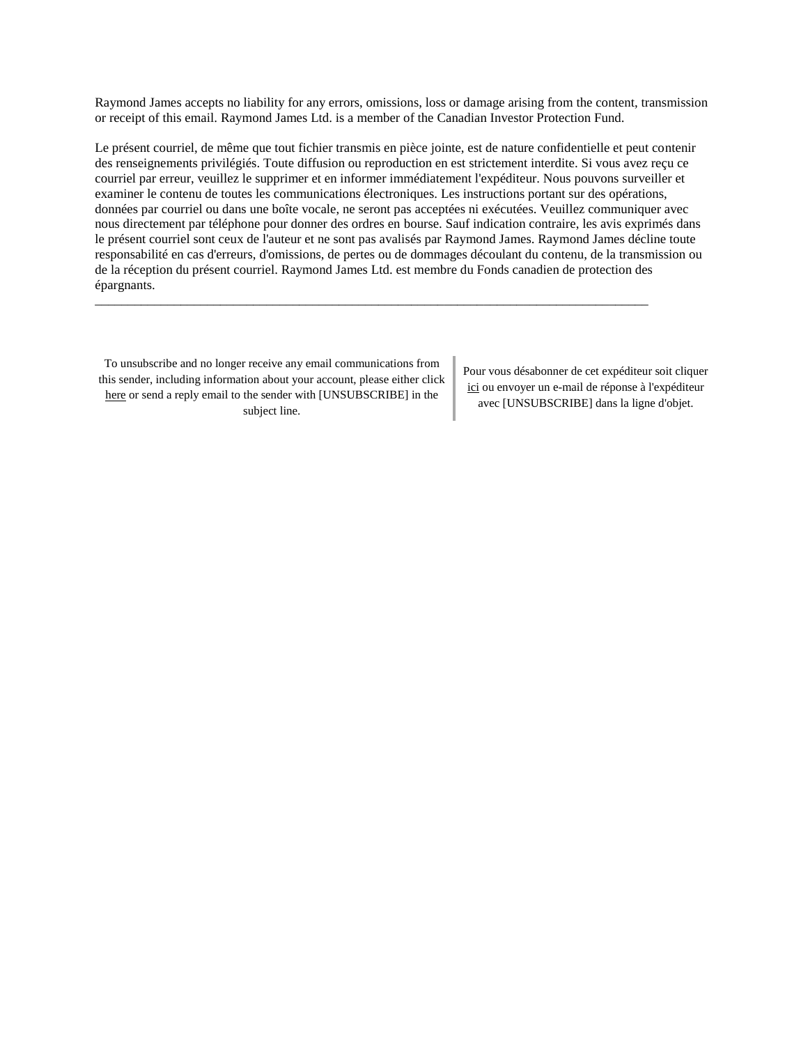Raymond James accepts no liability for any errors, omissions, loss or damage arising from the content, transmission or receipt of this email. Raymond James Ltd. is a member of the Canadian Investor Protection Fund.

Le présent courriel, de même que tout fichier transmis en pièce jointe, est de nature confidentielle et peut contenir des renseignements privilégiés. Toute diffusion ou reproduction en est strictement interdite. Si vous avez reçu ce courriel par erreur, veuillez le supprimer et en informer immédiatement l'expéditeur. Nous pouvons surveiller et examiner le contenu de toutes les communications électroniques. Les instructions portant sur des opérations, données par courriel ou dans une boîte vocale, ne seront pas acceptées ni exécutées. Veuillez communiquer avec nous directement par téléphone pour donner des ordres en bourse. Sauf indication contraire, les avis exprimés dans le présent courriel sont ceux de l'auteur et ne sont pas avalisés par Raymond James. Raymond James décline toute responsabilité en cas d'erreurs, d'omissions, de pertes ou de dommages découlant du contenu, de la transmission ou de la réception du présent courriel. Raymond James Ltd. est membre du Fonds canadien de protection des épargnants.

---

To unsubscribe and no longer receive any email communications from this sender, including information about your account, please either click here or send a reply email to the sender with [UNSUBSCRIBE] in the subject line.

Pour vous désabonner de cet expéditeur soit cliquer ici ou envoyer un e-mail de réponse à l'expéditeur avec [UNSUBSCRIBE] dans la ligne d'objet.